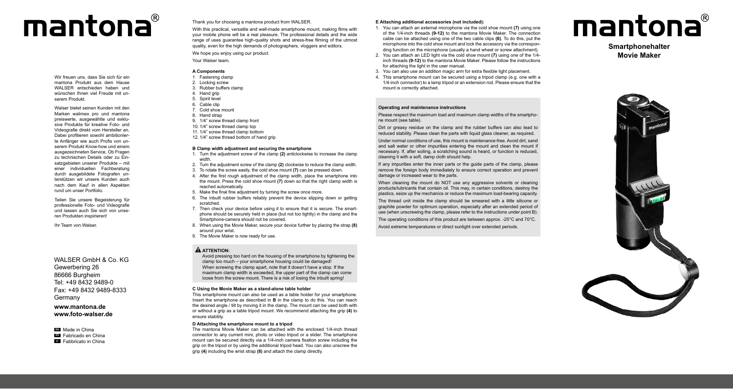# mantona®

Wir freuen uns, dass Sie sich für ein mantona Produkt aus dem Hause WALSER entschieden haben und wünschen Ihnen viel Freude mit unserem Produkt.

Walser bietet seinen Kunden mit den Marken walimex pro und mantona preiswerte, ausgewählte und exklusive Produkte für kreative Foto- und Videografie direkt vom Hersteller an. Dabei profitieren sowohl ambitionierte Anfänger wie auch Profis von unserem Produkt Know-how und einem ausgezeichneten Service. Ob Fragen zu technischen Details oder zu Einsatzgebieten unserer Produkte – mit einer individuellen Fachberatung durch ausgebildete Fotografen unterstützen wir unsere Kunden auch nach dem Kauf in allen Aspekten rund um unser Portfolio.

Teilen Sie unsere Begeisterung für professionelle Foto- und Videografie und lassen auch Sie sich von unseren Produkten inspirieren!

Ihr Team von Walser.

WALSER GmbH & Co. KG
Gewerbering 26
86666 Burgheim
Tel: +49 8432 9489-0
Fax: +49 8432 9489-8333
Germany

**www.mantona.de**
**www.foto-walser.de**

EN Made in China
ES Fabricado en China
IT Fabbricato in China

Thank you for choosing a mantona product from WALSER.

With this practical, versatile and well-made smartphone mount, making films with your mobile phone will be a real pleasure. The professional details and the wide range of uses guarantee high-quality shots and stress-free filming of the utmost quality, even for the high demands of photographers, vloggers and editors.

We hope you enjoy using our product.

Your Walser team.

### A Components

1 Fastening clamp
2. Locking screw
3. Rubber buffers clamp
4. Hand grip
5. Spirit level
6. Cable clip
7. Cold shoe mount
8. Hand strap
9. 1/4" screw thread clamp front
10. 1/4" screw thread clamp top
11. 1/4" screw thread clamp bottom
12. 1/4" screw thread bottom of hand grip

### B Clamp width adjustment and securing the smartphone

1. Turn the adjustment screw of the clamp **(2)** anticlockwise to increase the clamp width.
2. Turn the adjustment screw of the clamp **(2)** clockwise to reduce the clamp width.
3. To rotate the screw easily, the cold shoe mount **(7)** can be pressed down.
4. After the first rough adjustment of the clamp width, place the smartphone into the mount. Press the cold shoe mount **(7)** down so that the right clamp width is reached automatically.
5. Make the final fine adjustment by turning the screw once more.
6. The inbuilt rubber buffers reliably prevent the device slipping down or getting scratched.
7. Then check your device before using it to ensure that it is secure. The smartphone should be securely held in place (but not too tightly) in the clamp and the Smartphone-camera should not be covered.
8. When using the Movie Maker, secure your device further by placing the strap **(8)** around your wrist.
9. The Movie Maker is now ready for use.

**⚠ ATTENTION:**

Avoid pressing too hard on the housing of the smartphone by tightening the clamp too much – your smartphone housing could be damaged!
When screwing the clamp apart, note that it doesn't have a stop. If the maximum clamp width is exceeded, the upper part of the clamp can come loose from the screw mount. There is a risk of losing the inbuilt spring!

### C Using the Movie Maker as a stand-alone table holder

This smartphone mount can also be used as a table holder for your smartphone. Insert the smartphone as described in **B** in the clamp to do this. You can reach the desired angle / tilt by moving it in the clamp. The mount can be used both with or without a grip as a table tripod mount. We recommend attaching the grip **(4)** to ensure stability.

### D Attaching the smartphone mount to a tripod

The mantona Movie Maker can be attached with the enclosed 1/4-inch thread connector to any current mini, photo or video tripod or a slider. The smartphone mount can be secured directly via a 1/4-inch camera fixation screw including the grip on the tripod or by using the additional tripod head. You can also unscrew the grip **(4)** including the wrist strap **(8)** and attach the clamp directly.

### E Attaching additional accessories (not included):

1. You can attach an external microphone via the cold shoe mount **(7)** using one of the 1/4-inch threads **(9-12)** to the mantona Movie Maker. The connection cable can be attached using one of the two cable clips **(6)**. To do this, put the microphone into the cold shoe mount and lock the accessory via the corresponding function on the microphone (usually a hand wheel or screw attachment).
2. You can attach an LED light via the cold shoe mount **(7)** using one of the 1/4-inch threads **(9-12)** to the mantona Movie Maker. Please follow the instructions for attaching the light in the user manual.
3. You can also use an addition magic arm for extra flexible light placement.
4. This smartphone mount can be secured using a tripod clamp (e.g. one with a 1/4-inch connector) to a lamp tripod or an extension rod. Please ensure that the mount is correctly attached.

### Operating and maintenance instructions

Please respect the maximum load and maximum clamp widths of the smartphone mount (see table).

Dirt or greasy residue on the clamp and the rubber buffers can also lead to reduced stability. Please clean the parts with liquid glass cleaner, as required.

Under normal conditions of use, this mount is maintenance-free. Avoid dirt, sand and salt water or other impurities entering the mount and clean the mount if necessary. If, after soiling, a scratching sound is heard, or function is reduced, cleaning it with a soft, damp cloth should help.

If any impurities enter the inner parts or the guide parts of the clamp, please remove the foreign body immediately to ensure correct operation and prevent damage or increased wear to the parts.

When cleaning the mount do NOT use any aggressive solvents or cleaning products/lubricants that contain oil. This may, in certain conditions, destroy the plastics, seize up the mechanics or reduce the maximum load-bearing capacity.

The thread unit inside the clamp should be smeared with a little silicone or graphite powder for optimum operation, especially after an extended period of use (when unscrewing the clamp, please refer to the instructions under point B).

The operating conditions of this product are between approx. -25°C and 70°C.

Avoid extreme temperatures or direct sunlight over extended periods.

# mantona®

**Smartphonehalter**
**Movie Maker**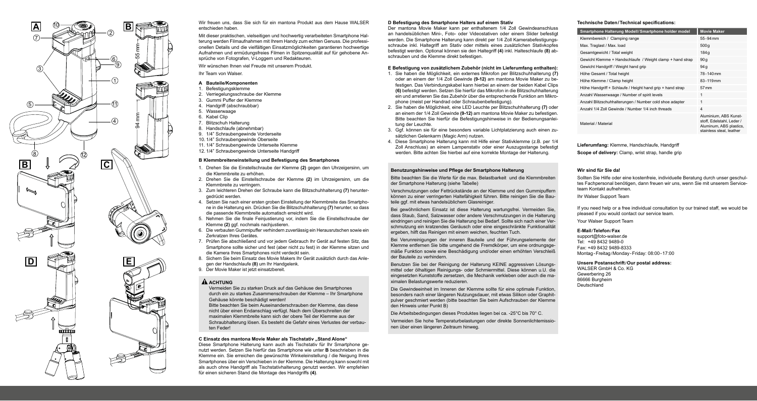Wir freuen uns, dass Sie sich für ein mantona Produkt aus dem Hause WALSER entschieden haben.

Mit dieser praktischen, vielseitigen und hochwertig verarbeiteten Smartphone Halterung werden Filmaufnahmen mit Ihrem Handy zum echten Genuss. Die professionellen Details und die vielfältigen Einsatzmöglichkeiten garantieren hochwertige Aufnahmen und ermüdungsfreies Filmen in Spitzenqualität auf für gehobene Ansprüche von Fotografen, V-Loggern und Redakteuren.

Wir wünschen Ihnen viel Freude mit unserem Produkt.

Ihr Team von Walser.

## A Bauteile/Komponenten

1. Befestigungsklemme
2. Verriegelungsschraube der Klemme
3. Gummi Puffer der Klemme
4. Handgriff (abschraubbar)
5. Wasserwaage
6. Kabel Clip
7. Blitzschuh Halterung
8. Handschlaufe (abnehmbar)
9. 1/4" Schraubengewinde Vorderseite
10. 1/4" Schraubengewinde Oberseite
11. 1/4" Schraubengewinde Unterseite Klemme
12. 1/4" Schraubengewinde Unterseite Handgriff

## B Klemmbreiteneinstellung und Befestigung des Smartphones

1. Drehen Sie die Einstellschraube der Klemme **(2)** gegen den Uhrzeigersinn, um die Klemmbreite zu erhöhen.
2. Drehen Sie die Einstellschraube der Klemme **(2)** im Uhrzeigersinn, um die Klemmbreite zu verringern.
3. Zum leichteren Drehen der Schraube kann die Blitzschuhhalterung **(7)** heruntergedrückt werden.
4. Setzen Sie nach einer ersten groben Einstellung der Klemmbreite das Smartphone in die Halterung ein. Drücken Sie die Blitzschuhhalterung **(7)** herunter, so dass die passende Klemmbreite automatisch erreicht wird.
5. Nehmen Sie die finale Feinjustierung vor, indem Sie die Einstellschraube der Klemme **(2)** ggf. nochmals nachjustieren.
6. Die verbauten Gummipuffer verhindern zuverlässig ein Herausrutschen sowie ein Zerkratzen Ihres Gerätes.
7. Prüfen Sie abschließend und vor jedem Gebrauch Ihr Gerät auf festen Sitz, das Smartphone sollte sicher und fest (aber nicht zu fest) in der Klemme sitzen und die Kamera Ihres Smartphones nicht verdeckt sein.
8. Sichern Sie beim Einsatz des Movie Makers Ihr Gerät zusätzlich durch das Anlegen der Handschlaufe **(8)** um Ihr Handgelenk.
9. Der Movie Maker ist jetzt einsatzbereit.

**⚠ ACHTUNG**

Vermeiden Sie zu starken Druck auf das Gehäuse des Smartphones durch ein zu starkes Zusammenschrauben der Klemme – Ihr Smartphone Gehäuse könnte beschädigt werden!
Bitte beachten Sie beim Auseinanderschrauben der Klemme, dass diese nicht über einen Endanschlag verfügt. Nach dem Überschreiten der maximalen Klemmbreite kann sich der obere Teil der Klemme aus der Schraubhalterung lösen. Es besteht die Gefahr eines Verlustes der verbauten Feder!

## C Einsatz des mantona Movie Maker als Tischstativ „Stand Alone"

Diese Smartphone Halterung kann auch als Tischstativ für Ihr Smartphone genutzt werden. Setzen Sie hierfür das Smartphone wie unter **B** beschrieben in die Klemme ein. Sie erreichen die gewünschte Winkeleinstellung / die Neigung Ihres Smartphones über ein Verschieben in der Klemme. Die Halterung kann sowohl mit als auch ohne Handgriff als Tischstativhalterung genutzt werden. Wir empfehlen für einen sicheren Stand die Montage des Handgriffs **(4)**.

## D Befestigung des Smartphone Halters auf einem Stativ

Der mantona Movie Maker kann per enthaltenem 1/4 Zoll Gewindeanschluss an handelsüblichen Mini-, Foto- oder Videostativen oder einem Slider befestigt werden. Die Smartphone Halterung kann direkt per 1/4 Zoll Kamerabefestigungsschraube inkl. Haltegriff am Stativ oder mittels eines zusätzlichen Stativkopfes befestigt werden. Optional können sie den Haltegriff **(4)** inkl. Halteschlaufe **(8)** abschrauben und die Klemme direkt befestigen.

## E Befestigung von zusätzlichem Zubehör (nicht im Lieferumfang enthalten):

1. Sie haben die Möglichkeit, ein externes Mikrofon per Blitzschuhhalterung **(7)** oder an einem der 1/4 Zoll Gewinde **(9-12)** am mantona Movie Maker zu befestigen. Das Verbindungskabel kann hierbei an einem der beiden Kabel Clips **(6)** befestigt werden. Setzen Sie hierfür das Mikrofon in die Blitzschuhhalterung ein und arretieren Sie das Zubehör über die entsprechende Funktion am Mikrophone (meist per Handrad oder Schraubenbefestigung).
2. Sie haben die Möglichkeit, eine LED Leuchte per Blitzschuhhalterung **(7)** oder an einem der 1/4 Zoll Gewinde **(9-12)** am mantona Movie Maker zu befestigen. Bitte beachten Sie hierfür die Befestigungshinweise in der Bedienungsanleitung der Leuchte.
3. Ggf. können sie für eine besonders variable Lichtplatzierung auch einen zusätzlichen Gelenkarm (Magic Arm) nutzen.
4. Diese Smartphone Halterung kann mit Hilfe einer Stativklemme (z.B. per 1/4 Zoll Anschluss) an einem Lampenstativ oder einer Auszugsstange befestigt werden. Bitte achten Sie hierbei auf eine korrekte Montage der Halterung.

### Benutzungshinweise und Pflege der Smartphone Halterung

Bitte beachten Sie die Werte für die max. Belastbarkeit und die Klemmbreiten der Smartphone Halterung (siehe Tabelle)

Verschmutzungen oder Fettrückstände an der Klemme und den Gummipuffern können zu einer verringerten Haltefähigkeit führen. Bitte reinigen Sie die Bauteile ggf. mit etwas handelsüblichem Glasreiniger.

Bei gewöhnlichem Einsatz ist diese Halterung wartungsfrei. Vermeiden Sie, dass Staub, Sand, Salzwasser oder andere Verschmutzungen in die Halterung eindringen und reinigen Sie die Halterung bei Bedarf. Sollte sich nach einer Verschmutzung ein kratzendes Geräusch oder eine eingeschränkte Funktionalität ergeben, hilft das Reinigen mit einem weichen, feuchten Tuch.

Bei Verunreinigungen der inneren Bauteile und der Führungselemente der Klemme entfernen Sie bitte umgehend die Fremdkörper, um eine ordnungsgemäße Funktion sowie eine Beschädigung und/oder einen erhöhten Verschleiß der Bauteile zu verhindern.

Benutzen Sie bei der Reinigung der Halterung KEINE aggressiven Lösungsmittel oder ölhaltigen Reinigungs- oder Schmiermittel. Diese können u.U. die eingesetzten Kunststoffe zersetzen, die Mechanik verkleben oder auch die maximalen Belastungswerte reduzieren.

Die Gewindeeinheit im Inneren der Klemme sollte für eine optimale Funktion, besonders nach einer längeren Nutzungsdauer, mit etwas Silikon oder Graphitpulver geschmiert werden (bitte beachten Sie beim Aufschrauben der Klemme den Hinweis unter Punkt B)

Die Arbeitsbedingungen dieses Produktes liegen bei ca. -25°C bis 70° C.

Vermeiden Sie hohe Temperaturbelastungen oder direkte Sonnenlichtemissionen über einen längeren Zeitraum hinweg.

## Technische Daten / Technical specifications:

| Smartphone Halterung Modell / Smartphone holder model | Movie Maker |
| --- | --- |
| Klemmbereich / Clamping range | 55-94 mm |
| Max. Traglast / Max. load | 500 g |
| Gesamtgewicht / Total weight | 184 g |
| Gewicht Klemme + Handschlaufe / Weight clamp + hand strap | 90 g |
| Gewicht Handgriff / Weight hand grip | 94 g |
| Höhe Gesamt / Total height | 78-140 mm |
| Höhe Klemme / Clamp height | 83-119 mm |
| Höhe Handgriff + Schlaufe / Height hand grip + hand strap | 57 mm |
| Anzahl Wasserwaage / Number of spirit levels | 1 |
| Anzahl Blitzschuhhalterungen / Number cold shoe adapter | 1 |
| Anzahl 1/4 Zoll Gewinde / Number 1/4 inch threads | 4 |
| Material / Material | Aluminium, ABS Kunststoff, Edelstahl, Leder / Aluminum, ABS plastics, stainless steal, leather |

**Lieferumfang:** Klemme, Handschlaufe, Handgriff

**Scope of delivery:** Clamp, wrist strap, handle grip

### Wir sind für Sie da!

Sollten Sie Hilfe oder eine kostenfreie, individuelle Beratung durch unser geschultes Fachpersonal benötigen, dann freuen wir uns, wenn Sie mit unserem Serviceteam Kontakt aufnehmen.

Ihr Walser Support Team

If you need help or a free individual consultation by our trained staff, we would be pleased if you would contact our service team.

Your Walser Support Team

**E-Mail / Telefon / Fax**
support@foto-walser.de
Tel: +49 8432 9489-0
Fax: +49 8432 9489-8333
Montag - Freitag / Monday - Friday: 08:00 - 17:00

**Unsere Postanschrift / Our postal address:**
WALSER GmbH & Co. KG
Gewerbering 26
86666 Burgheim
Deutschland